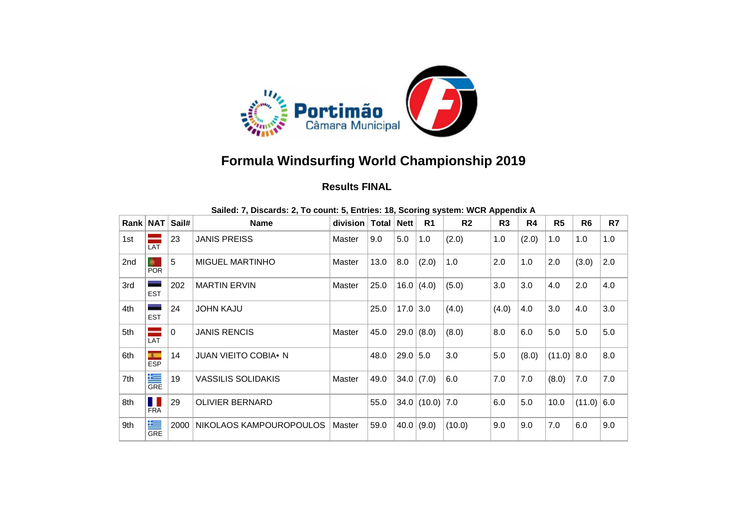# Formula Windsurfing World Championship 2019

## Results FINAL

**Sailed: 7, Discards: 2, To count: 5, Entries: 18, Scoring system: WCR Appendix A**

| Rank | NAT | Sail# | Name | division | Total | Nett | R1 | R2 | R3 | R4 | R5 | R6 | R7 |
|---|---|---|---|---|---|---|---|---|---|---|---|---|---|
| 1st | LAT | 23 | JANIS PREISS | Master | 9.0 | 5.0 | 1.0 | (2.0) | 1.0 | (2.0) | 1.0 | 1.0 | 1.0 |
| 2nd | POR | 5 | MIGUEL MARTINHO | Master | 13.0 | 8.0 | (2.0) | 1.0 | 2.0 | 1.0 | 2.0 | (3.0) | 2.0 |
| 3rd | EST | 202 | MARTIN ERVIN | Master | 25.0 | 16.0 | (4.0) | (5.0) | 3.0 | 3.0 | 4.0 | 2.0 | 4.0 |
| 4th | EST | 24 | JOHN KAJU | | 25.0 | 17.0 | 3.0 | (4.0) | (4.0) | 4.0 | 3.0 | 4.0 | 3.0 |
| 5th | LAT | 0 | JANIS RENCIS | Master | 45.0 | 29.0 | (8.0) | (8.0) | 8.0 | 6.0 | 5.0 | 5.0 | 5.0 |
| 6th | ESP | 14 | JUAN VIEITO COBIA• N | | 48.0 | 29.0 | 5.0 | 3.0 | 5.0 | (8.0) | (11.0) | 8.0 | 8.0 |
| 7th | GRE | 19 | VASSILIS SOLIDAKIS | Master | 49.0 | 34.0 | (7.0) | 6.0 | 7.0 | 7.0 | (8.0) | 7.0 | 7.0 |
| 8th | FRA | 29 | OLIVIER BERNARD | | 55.0 | 34.0 | (10.0) | 7.0 | 6.0 | 5.0 | 10.0 | (11.0) | 6.0 |
| 9th | GRE | 2000 | NIKOLAOS KAMPOUROPOULOS | Master | 59.0 | 40.0 | (9.0) | (10.0) | 9.0 | 9.0 | 7.0 | 6.0 | 9.0 |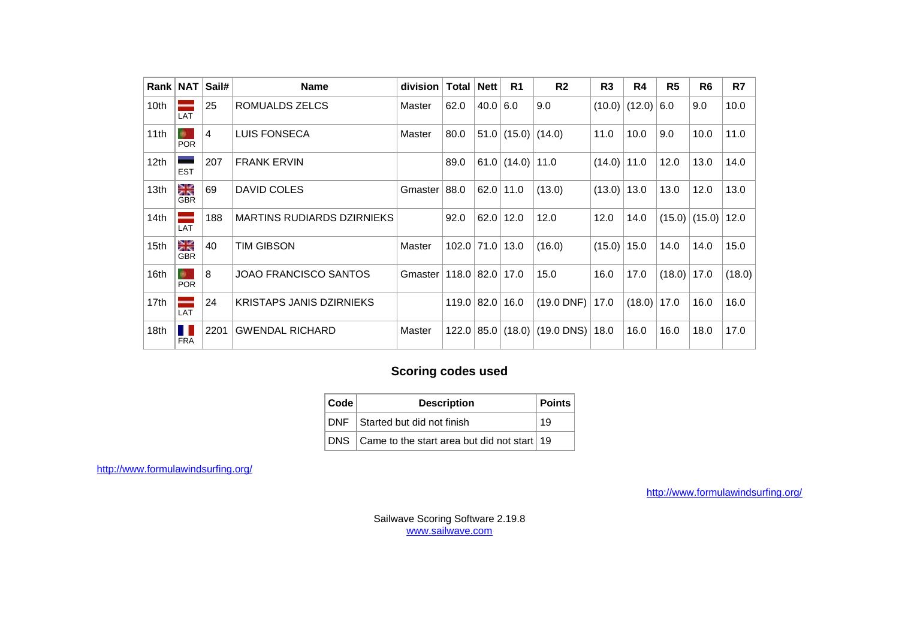| Rank | NAT | Sail# | Name | division | Total | Nett | R1 | R2 | R3 | R4 | R5 | R6 | R7 |
|---|---|---|---|---|---|---|---|---|---|---|---|---|---|
| 10th | LAT | 25 | ROMUALDS ZELCS | Master | 62.0 | 40.0 | 6.0 | 9.0 | (10.0) | (12.0) | 6.0 | 9.0 | 10.0 |
| 11th | POR | 4 | LUIS FONSECA | Master | 80.0 | 51.0 | (15.0) | (14.0) | 11.0 | 10.0 | 9.0 | 10.0 | 11.0 |
| 12th | EST | 207 | FRANK ERVIN | | 89.0 | 61.0 | (14.0) | 11.0 | (14.0) | 11.0 | 12.0 | 13.0 | 14.0 |
| 13th | GBR | 69 | DAVID COLES | Gmaster | 88.0 | 62.0 | 11.0 | (13.0) | (13.0) | 13.0 | 13.0 | 12.0 | 13.0 |
| 14th | LAT | 188 | MARTINS RUDIARDS DZIRNIEKS | | 92.0 | 62.0 | 12.0 | 12.0 | 12.0 | 14.0 | (15.0) | (15.0) | 12.0 |
| 15th | GBR | 40 | TIM GIBSON | Master | 102.0 | 71.0 | 13.0 | (16.0) | (15.0) | 15.0 | 14.0 | 14.0 | 15.0 |
| 16th | POR | 8 | JOAO FRANCISCO SANTOS | Gmaster | 118.0 | 82.0 | 17.0 | 15.0 | 16.0 | 17.0 | (18.0) | 17.0 | (18.0) |
| 17th | LAT | 24 | KRISTAPS JANIS DZIRNIEKS | | 119.0 | 82.0 | 16.0 | (19.0 DNF) | 17.0 | (18.0) | 17.0 | 16.0 | 16.0 |
| 18th | FRA | 2201 | GWENDAL RICHARD | Master | 122.0 | 85.0 | (18.0) | (19.0 DNS) | 18.0 | 16.0 | 16.0 | 18.0 | 17.0 |

## Scoring codes used

| Code | Description | Points |
|---|---|---|
| DNF | Started but did not finish | 19 |
| DNS | Came to the start area but did not start | 19 |

http://www.formulawindsurfing.org/

http://www.formulawindsurfing.org/

Sailwave Scoring Software 2.19.8
www.sailwave.com